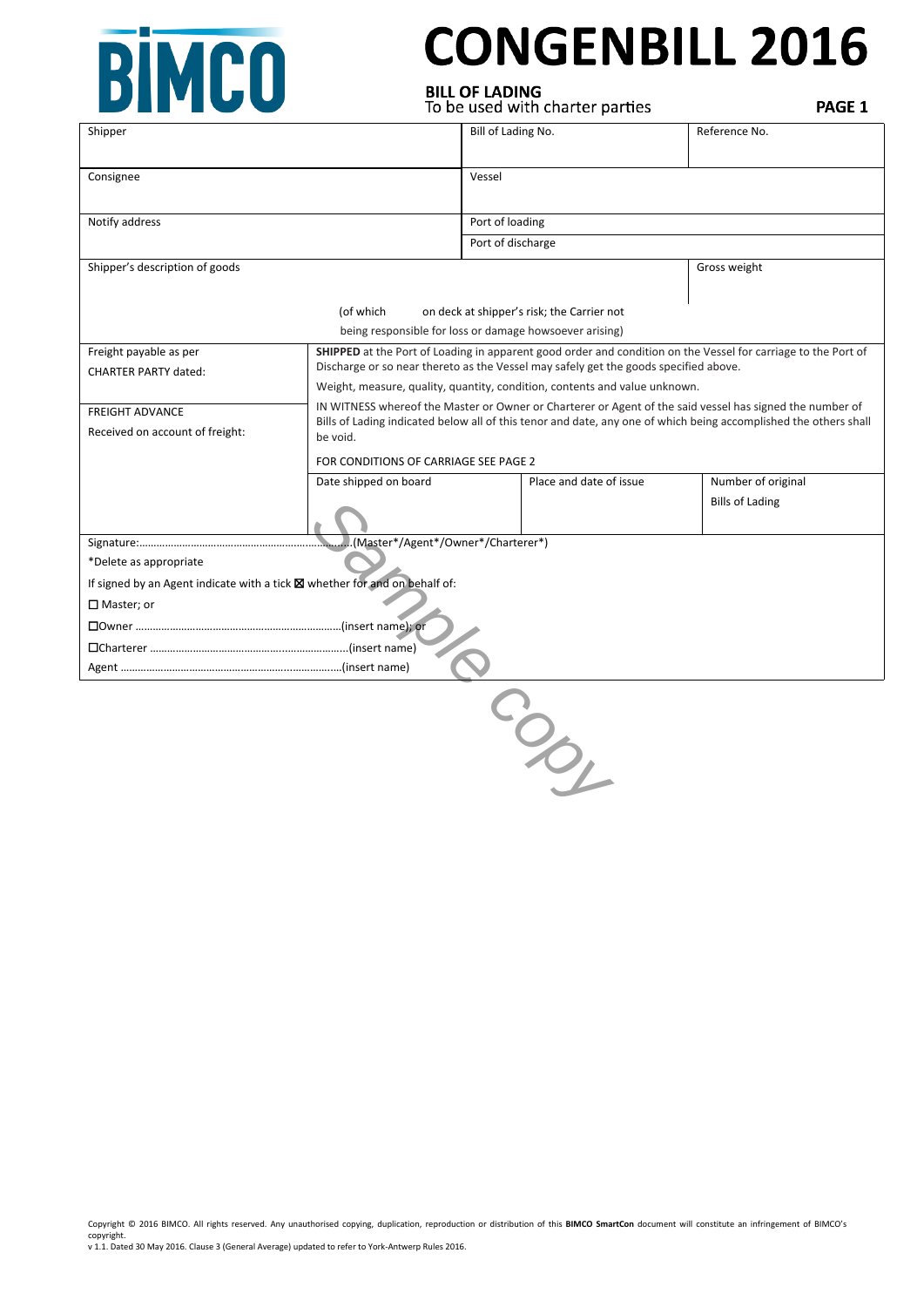BIMCO

# CONGENBILL 2016

**BILL OF LADING**
To be used with charter parties

| Shipper | | Bill of Lading No. | Reference No. |
|---|---|---|---|
| Consignee | | Vessel | |
| Notify address | | Port of loading | |
| | | Port of discharge | |

| Shipper's description of goods | Gross weight |
|---|---|
| (of which on deck at shipper's risk; the Carrier not being responsible for loss or damage howsoever arising) | |

Freight payable as per
CHARTER PARTY dated:

FREIGHT ADVANCE
Received on account of freight:

**SHIPPED** at the Port of Loading in apparent good order and condition on the Vessel for carriage to the Port of Discharge or so near thereto as the Vessel may safely get the goods specified above.

Weight, measure, quality, quantity, condition, contents and value unknown.

IN WITNESS whereof the Master or Owner or Charterer or Agent of the said vessel has signed the number of Bills of Lading indicated below all of this tenor and date, any one of which being accomplished the others shall be void.

FOR CONDITIONS OF CARRIAGE SEE PAGE 2

| Date shipped on board | Place and date of issue | Number of original Bills of Lading |
|---|---|---|
| | | |

Signature:………………………………………………………….(Master*/Agent*/Owner*/Charterer*)

*Delete as appropriate

If signed by an Agent indicate with a tick ☒ whether for and on behalf of:

☐ Master; or

☐Owner ……………………………………………………………(insert name); or

☐Charterer …………………………………………………………(insert name)

Agent ………………………………………………………………(insert name)

Sample copy

Copyright © 2016 BIMCO. All rights reserved. Any unauthorised copying, duplication, reproduction or distribution of this **BIMCO SmartCon** document will constitute an infringement of BIMCO's copyright.
v 1.1. Dated 30 May 2016. Clause 3 (General Average) updated to refer to York-Antwerp Rules 2016.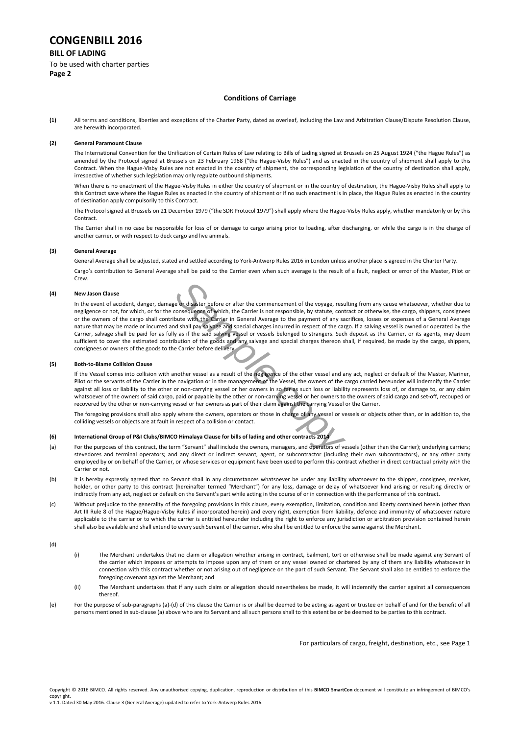# CONGENBILL 2016

**BILL OF LADING**

To be used with charter parties

## Conditions of Carriage

**(1)** All terms and conditions, liberties and exceptions of the Charter Party, dated as overleaf, including the Law and Arbitration Clause/Dispute Resolution Clause, are herewith incorporated.

**(2) General Paramount Clause**

The International Convention for the Unification of Certain Rules of Law relating to Bills of Lading signed at Brussels on 25 August 1924 ("the Hague Rules") as amended by the Protocol signed at Brussels on 23 February 1968 ("the Hague-Visby Rules") and as enacted in the country of shipment shall apply to this Contract. When the Hague-Visby Rules are not enacted in the country of shipment, the corresponding legislation of the country of destination shall apply, irrespective of whether such legislation may only regulate outbound shipments.

When there is no enactment of the Hague-Visby Rules in either the country of shipment or in the country of destination, the Hague-Visby Rules shall apply to this Contract save where the Hague Rules as enacted in the country of shipment or if no such enactment is in place, the Hague Rules as enacted in the country of destination apply compulsorily to this Contract.

The Protocol signed at Brussels on 21 December 1979 ("the SDR Protocol 1979") shall apply where the Hague-Visby Rules apply, whether mandatorily or by this Contract.

The Carrier shall in no case be responsible for loss of or damage to cargo arising prior to loading, after discharging, or while the cargo is in the charge of another carrier, or with respect to deck cargo and live animals.

**(3) General Average**

General Average shall be adjusted, stated and settled according to York-Antwerp Rules 2016 in London unless another place is agreed in the Charter Party.

Cargo's contribution to General Average shall be paid to the Carrier even when such average is the result of a fault, neglect or error of the Master, Pilot or Crew.

**(4) New Jason Clause**

In the event of accident, danger, damage or disaster before or after the commencement of the voyage, resulting from any cause whatsoever, whether due to negligence or not, for which, or for the consequence of which, the Carrier is not responsible, by statute, contract or otherwise, the cargo, shippers, consignees or the owners of the cargo shall contribute with the Carrier in General Average to the payment of any sacrifices, losses or expenses of a General Average nature that may be made or incurred and shall pay salvage and special charges incurred in respect of the cargo. If a salving vessel is owned or operated by the Carrier, salvage shall be paid for as fully as if the said salving vessel or vessels belonged to strangers. Such deposit as the Carrier, or its agents, may deem sufficient to cover the estimated contribution of the goods and any salvage and special charges thereon shall, if required, be made by the cargo, shippers, consignees or owners of the goods to the Carrier before delivery.

**(5) Both-to-Blame Collision Clause**

If the Vessel comes into collision with another vessel as a result of the negligence of the other vessel and any act, neglect or default of the Master, Mariner, Pilot or the servants of the Carrier in the navigation or in the management of the Vessel, the owners of the cargo carried hereunder will indemnify the Carrier against all loss or liability to the other or non-carrying vessel or her owners in so far as such loss or liability represents loss of, or damage to, or any claim whatsoever of the owners of said cargo, paid or payable by the other or non-carrying vessel or her owners to the owners of said cargo and set-off, recouped or recovered by the other or non-carrying vessel or her owners as part of their claim against the carrying Vessel or the Carrier.

The foregoing provisions shall also apply where the owners, operators or those in charge of any vessel or vessels or objects other than, or in addition to, the colliding vessels or objects are at fault in respect of a collision or contact.

**(6) International Group of P&I Clubs/BIMCO Himalaya Clause for bills of lading and other contracts 2014**

(a) For the purposes of this contract, the term "Servant" shall include the owners, managers, and operators of vessels (other than the Carrier); underlying carriers; stevedores and terminal operators; and any direct or indirect servant, agent, or subcontractor (including their own subcontractors), or any other party employed by or on behalf of the Carrier, or whose services or equipment have been used to perform this contract whether in direct contractual privity with the Carrier or not.

(b) It is hereby expressly agreed that no Servant shall in any circumstances whatsoever be under any liability whatsoever to the shipper, consignee, receiver, holder, or other party to this contract (hereinafter termed "Merchant") for any loss, damage or delay of whatsoever kind arising or resulting directly or indirectly from any act, neglect or default on the Servant's part while acting in the course of or in connection with the performance of this contract.

(c) Without prejudice to the generality of the foregoing provisions in this clause, every exemption, limitation, condition and liberty contained herein (other than Art III Rule 8 of the Hague/Hague-Visby Rules if incorporated herein) and every right, exemption from liability, defence and immunity of whatsoever nature applicable to the carrier or to which the carrier is entitled hereunder including the right to enforce any jurisdiction or arbitration provision contained herein shall also be available and shall extend to every such Servant of the carrier, who shall be entitled to enforce the same against the Merchant.

(d)

(i) The Merchant undertakes that no claim or allegation whether arising in contract, bailment, tort or otherwise shall be made against any Servant of the carrier which imposes or attempts to impose upon any of them or any vessel owned or chartered by any of them any liability whatsoever in connection with this contract whether or not arising out of negligence on the part of such Servant. The Servant shall also be entitled to enforce the foregoing covenant against the Merchant; and

(ii) The Merchant undertakes that if any such claim or allegation should nevertheless be made, it will indemnify the carrier against all consequences thereof.

(e) For the purpose of sub-paragraphs (a)-(d) of this clause the Carrier is or shall be deemed to be acting as agent or trustee on behalf of and for the benefit of all persons mentioned in sub-clause (a) above who are its Servant and all such persons shall to this extent be or be deemed to be parties to this contract.

For particulars of cargo, freight, destination, etc., see Page 1

Copyright © 2016 BIMCO. All rights reserved. Any unauthorised copying, duplication, reproduction or distribution of this **BIMCO SmartCon** document will constitute an infringement of BIMCO's copyright.
v 1.1. Dated 30 May 2016. Clause 3 (General Average) updated to refer to York-Antwerp Rules 2016.